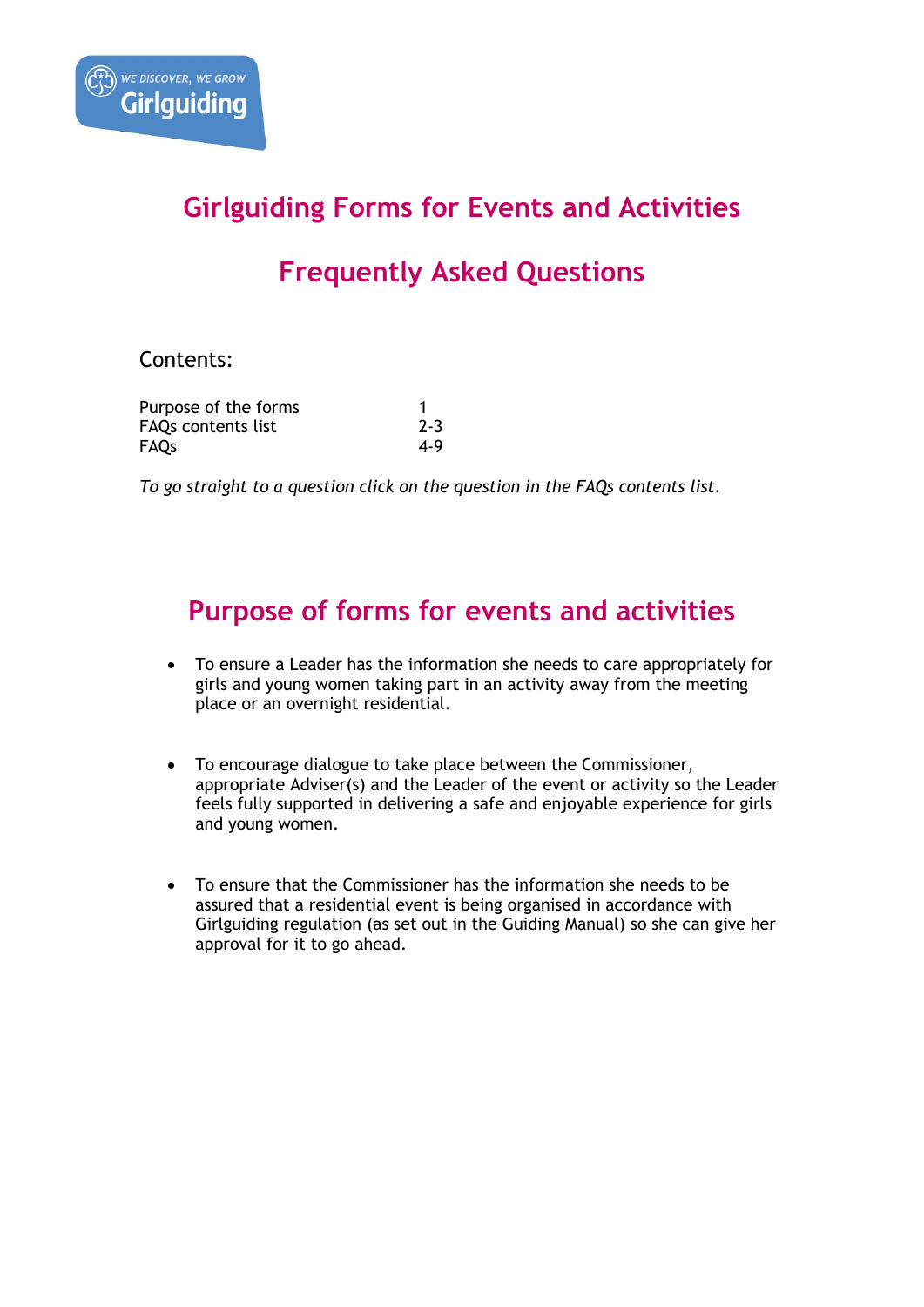# Girlguiding Forms for Events and Activities

# Frequently Asked Questions

Contents:

| | |
|---|---|
| Purpose of the forms | 1 |
| FAQs contents list | 2-3 |
| FAQs | 4-9 |

*To go straight to a question click on the question in the FAQs contents list.*

## Purpose of forms for events and activities

- To ensure a Leader has the information she needs to care appropriately for girls and young women taking part in an activity away from the meeting place or an overnight residential.
- To encourage dialogue to take place between the Commissioner, appropriate Adviser(s) and the Leader of the event or activity so the Leader feels fully supported in delivering a safe and enjoyable experience for girls and young women.
- To ensure that the Commissioner has the information she needs to be assured that a residential event is being organised in accordance with Girlguiding regulation (as set out in the Guiding Manual) so she can give her approval for it to go ahead.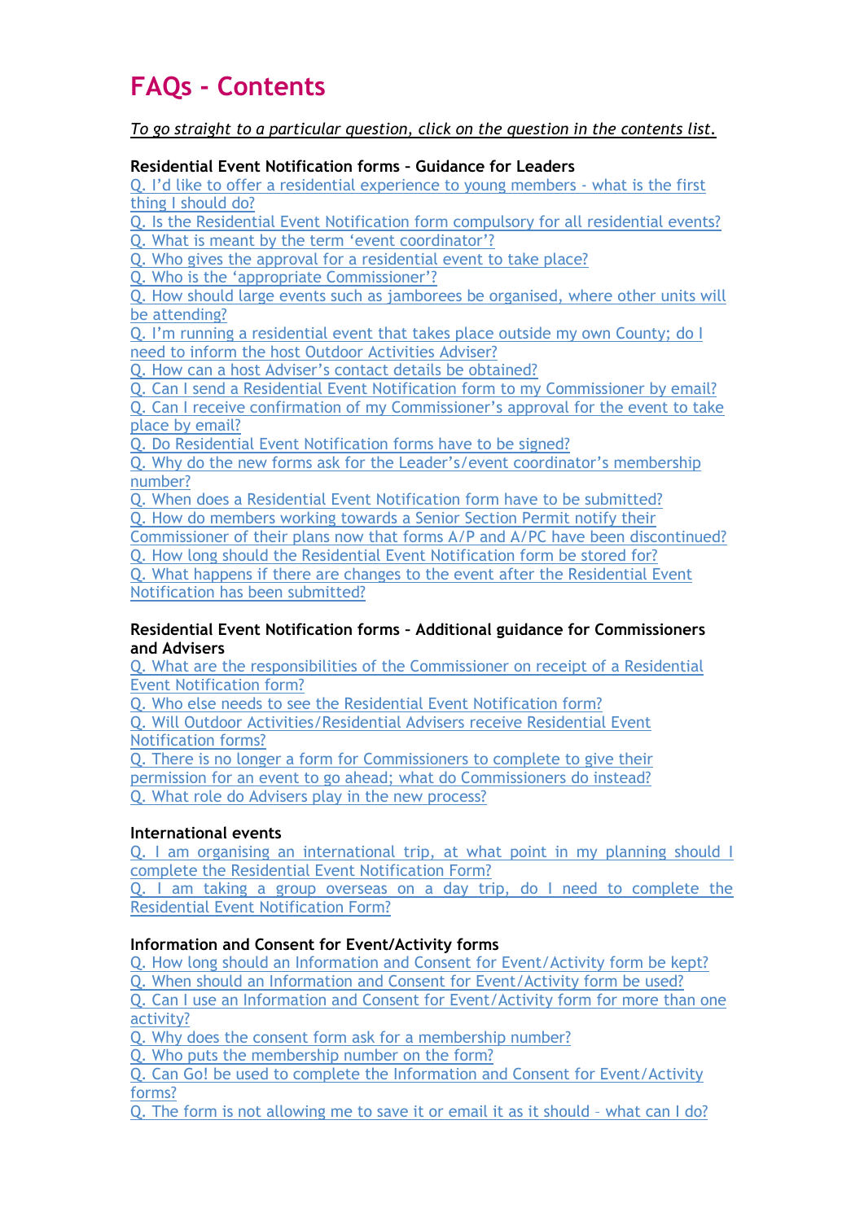# FAQs - Contents

*To go straight to a particular question, click on the question in the contents list.*

**Residential Event Notification forms – Guidance for Leaders**

Q. I'd like to offer a residential experience to young members - what is the first thing I should do?
Q. Is the Residential Event Notification form compulsory for all residential events?
Q. What is meant by the term 'event coordinator'?
Q. Who gives the approval for a residential event to take place?
Q. Who is the 'appropriate Commissioner'?
Q. How should large events such as jamborees be organised, where other units will be attending?
Q. I'm running a residential event that takes place outside my own County; do I need to inform the host Outdoor Activities Adviser?
Q. How can a host Adviser's contact details be obtained?
Q. Can I send a Residential Event Notification form to my Commissioner by email?
Q. Can I receive confirmation of my Commissioner's approval for the event to take place by email?
Q. Do Residential Event Notification forms have to be signed?
Q. Why do the new forms ask for the Leader's/event coordinator's membership number?
Q. When does a Residential Event Notification form have to be submitted?
Q. How do members working towards a Senior Section Permit notify their Commissioner of their plans now that forms A/P and A/PC have been discontinued?
Q. How long should the Residential Event Notification form be stored for?
Q. What happens if there are changes to the event after the Residential Event Notification has been submitted?

**Residential Event Notification forms – Additional guidance for Commissioners and Advisers**

Q. What are the responsibilities of the Commissioner on receipt of a Residential Event Notification form?
Q. Who else needs to see the Residential Event Notification form?
Q. Will Outdoor Activities/Residential Advisers receive Residential Event Notification forms?
Q. There is no longer a form for Commissioners to complete to give their permission for an event to go ahead; what do Commissioners do instead?
Q. What role do Advisers play in the new process?

**International events**

Q. I am organising an international trip, at what point in my planning should I complete the Residential Event Notification Form?
Q. I am taking a group overseas on a day trip, do I need to complete the Residential Event Notification Form?

**Information and Consent for Event/Activity forms**

Q. How long should an Information and Consent for Event/Activity form be kept?
Q. When should an Information and Consent for Event/Activity form be used?
Q. Can I use an Information and Consent for Event/Activity form for more than one activity?
Q. Why does the consent form ask for a membership number?
Q. Who puts the membership number on the form?
Q. Can Go! be used to complete the Information and Consent for Event/Activity forms?
Q. The form is not allowing me to save it or email it as it should – what can I do?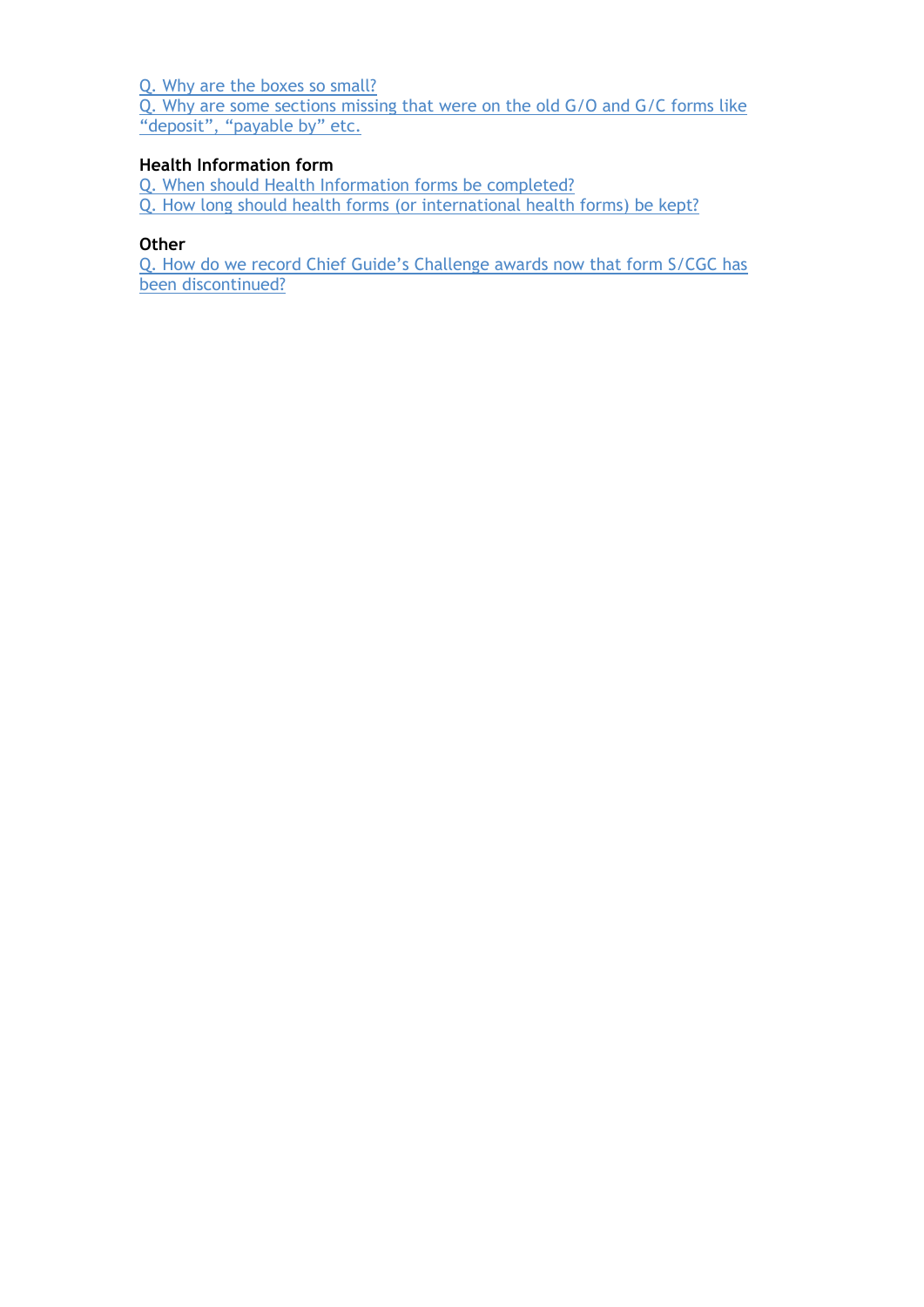Q. Why are the boxes so small?

Q. Why are some sections missing that were on the old G/O and G/C forms like "deposit", "payable by" etc.

**Health Information form**

Q. When should Health Information forms be completed?

Q. How long should health forms (or international health forms) be kept?

**Other**

Q. How do we record Chief Guide's Challenge awards now that form S/CGC has been discontinued?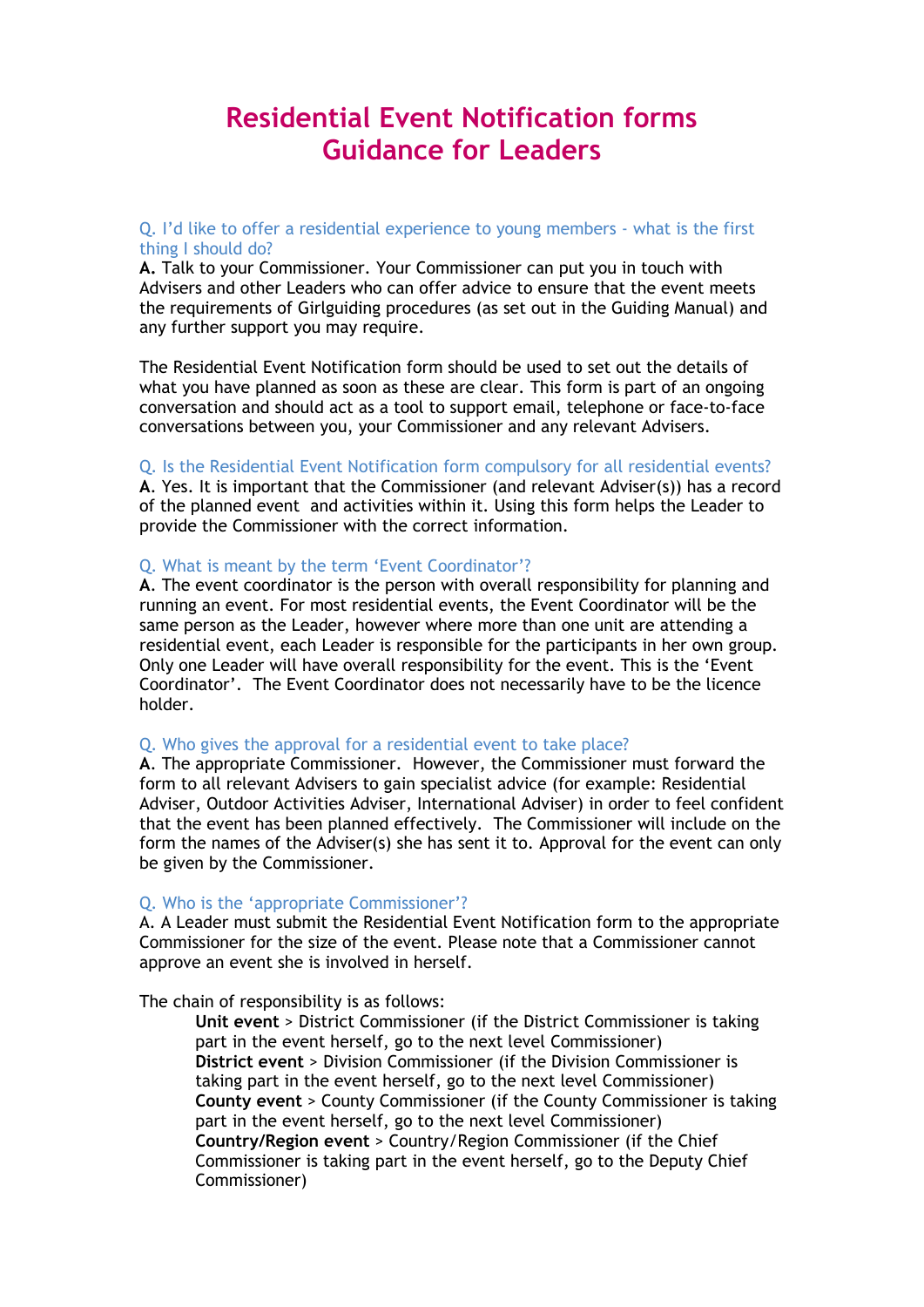# Residential Event Notification forms
# Guidance for Leaders

### Q. I'd like to offer a residential experience to young members - what is the first thing I should do?

**A.** Talk to your Commissioner. Your Commissioner can put you in touch with Advisers and other Leaders who can offer advice to ensure that the event meets the requirements of Girlguiding procedures (as set out in the Guiding Manual) and any further support you may require.

The Residential Event Notification form should be used to set out the details of what you have planned as soon as these are clear. This form is part of an ongoing conversation and should act as a tool to support email, telephone or face-to-face conversations between you, your Commissioner and any relevant Advisers.

### Q. Is the Residential Event Notification form compulsory for all residential events?

**A**. Yes. It is important that the Commissioner (and relevant Adviser(s)) has a record of the planned event and activities within it. Using this form helps the Leader to provide the Commissioner with the correct information.

### Q. What is meant by the term 'Event Coordinator'?

**A**. The event coordinator is the person with overall responsibility for planning and running an event. For most residential events, the Event Coordinator will be the same person as the Leader, however where more than one unit are attending a residential event, each Leader is responsible for the participants in her own group. Only one Leader will have overall responsibility for the event. This is the 'Event Coordinator'. The Event Coordinator does not necessarily have to be the licence holder.

### Q. Who gives the approval for a residential event to take place?

**A**. The appropriate Commissioner. However, the Commissioner must forward the form to all relevant Advisers to gain specialist advice (for example: Residential Adviser, Outdoor Activities Adviser, International Adviser) in order to feel confident that the event has been planned effectively. The Commissioner will include on the form the names of the Adviser(s) she has sent it to. Approval for the event can only be given by the Commissioner.

### Q. Who is the 'appropriate Commissioner'?

A. A Leader must submit the Residential Event Notification form to the appropriate Commissioner for the size of the event. Please note that a Commissioner cannot approve an event she is involved in herself.

The chain of responsibility is as follows:

- **Unit event** > District Commissioner (if the District Commissioner is taking part in the event herself, go to the next level Commissioner)
- **District event** > Division Commissioner (if the Division Commissioner is taking part in the event herself, go to the next level Commissioner)
- **County event** > County Commissioner (if the County Commissioner is taking part in the event herself, go to the next level Commissioner)
- **Country/Region event** > Country/Region Commissioner (if the Chief Commissioner is taking part in the event herself, go to the Deputy Chief Commissioner)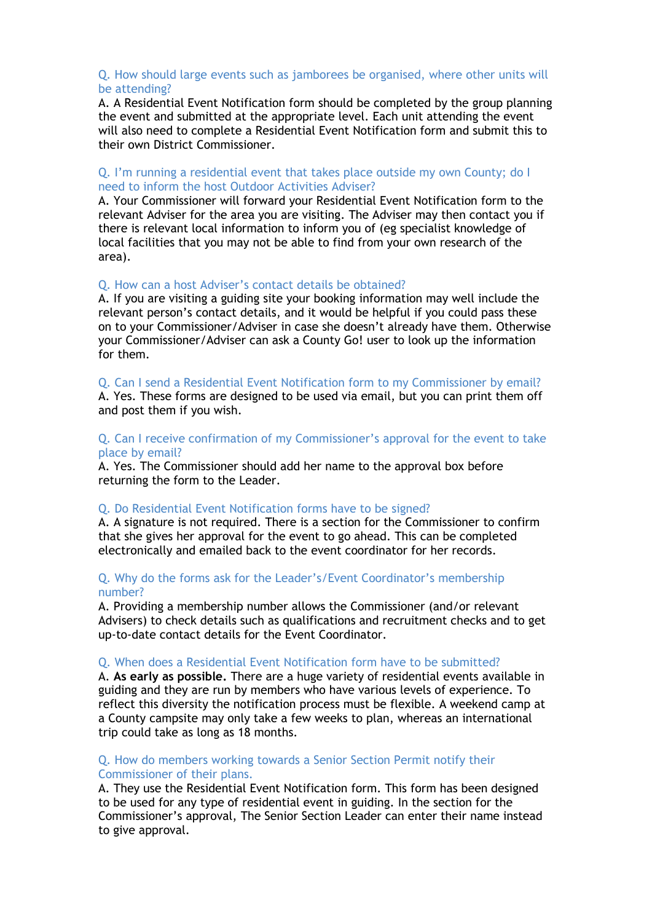Q. How should large events such as jamborees be organised, where other units will be attending?

A. A Residential Event Notification form should be completed by the group planning the event and submitted at the appropriate level. Each unit attending the event will also need to complete a Residential Event Notification form and submit this to their own District Commissioner.

Q. I'm running a residential event that takes place outside my own County; do I need to inform the host Outdoor Activities Adviser?

A. Your Commissioner will forward your Residential Event Notification form to the relevant Adviser for the area you are visiting. The Adviser may then contact you if there is relevant local information to inform you of (eg specialist knowledge of local facilities that you may not be able to find from your own research of the area).

Q. How can a host Adviser's contact details be obtained?

A. If you are visiting a guiding site your booking information may well include the relevant person's contact details, and it would be helpful if you could pass these on to your Commissioner/Adviser in case she doesn't already have them. Otherwise your Commissioner/Adviser can ask a County Go! user to look up the information for them.

Q. Can I send a Residential Event Notification form to my Commissioner by email?

A. Yes. These forms are designed to be used via email, but you can print them off and post them if you wish.

Q. Can I receive confirmation of my Commissioner's approval for the event to take place by email?

A. Yes. The Commissioner should add her name to the approval box before returning the form to the Leader.

Q. Do Residential Event Notification forms have to be signed?

A. A signature is not required. There is a section for the Commissioner to confirm that she gives her approval for the event to go ahead. This can be completed electronically and emailed back to the event coordinator for her records.

Q. Why do the forms ask for the Leader's/Event Coordinator's membership number?

A. Providing a membership number allows the Commissioner (and/or relevant Advisers) to check details such as qualifications and recruitment checks and to get up-to-date contact details for the Event Coordinator.

Q. When does a Residential Event Notification form have to be submitted?

A. **As early as possible.** There are a huge variety of residential events available in guiding and they are run by members who have various levels of experience. To reflect this diversity the notification process must be flexible. A weekend camp at a County campsite may only take a few weeks to plan, whereas an international trip could take as long as 18 months.

Q. How do members working towards a Senior Section Permit notify their Commissioner of their plans.

A. They use the Residential Event Notification form. This form has been designed to be used for any type of residential event in guiding. In the section for the Commissioner's approval, The Senior Section Leader can enter their name instead to give approval.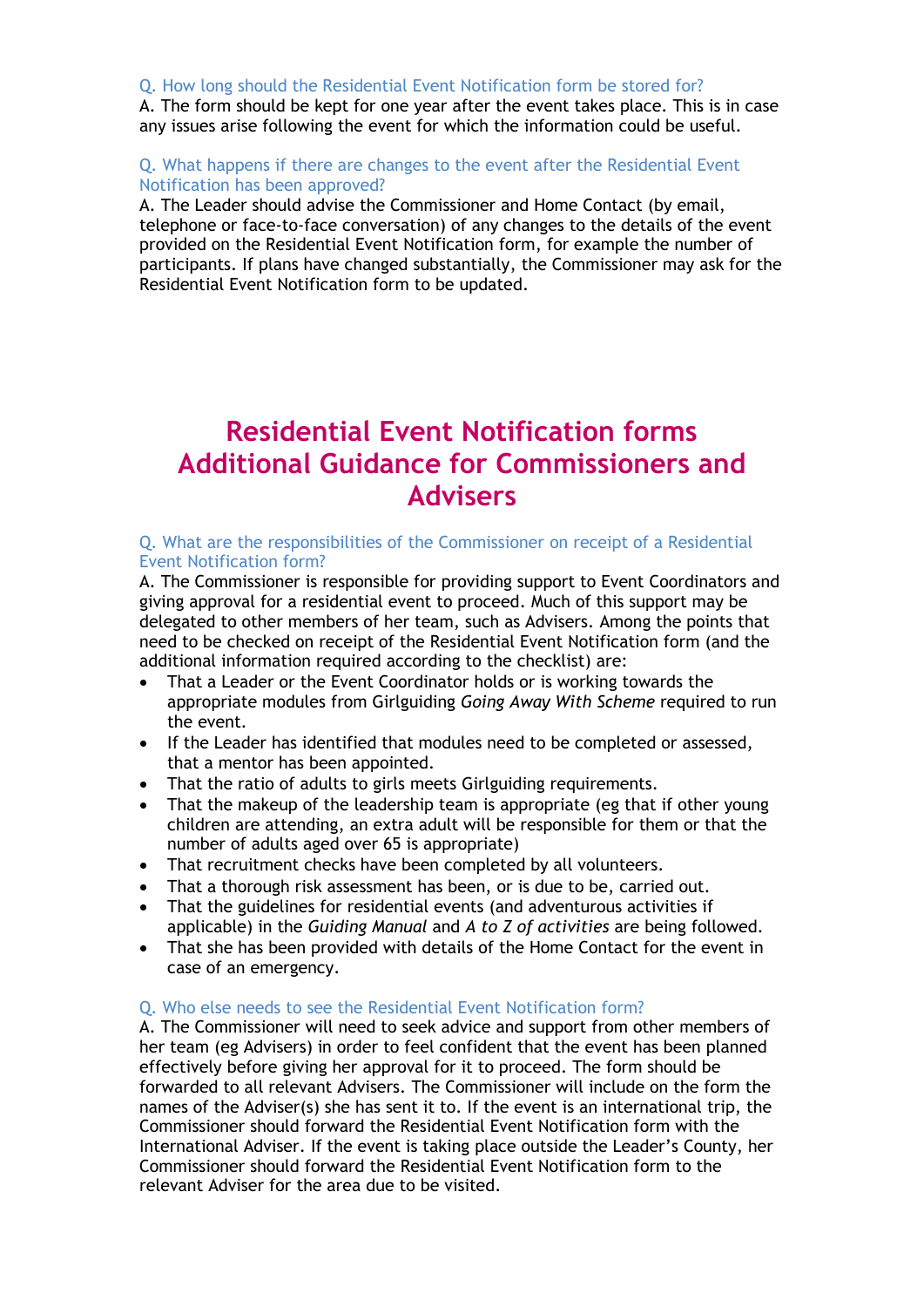Q. How long should the Residential Event Notification form be stored for?

A. The form should be kept for one year after the event takes place. This is in case any issues arise following the event for which the information could be useful.

Q. What happens if there are changes to the event after the Residential Event Notification has been approved?

A. The Leader should advise the Commissioner and Home Contact (by email, telephone or face-to-face conversation) of any changes to the details of the event provided on the Residential Event Notification form, for example the number of participants. If plans have changed substantially, the Commissioner may ask for the Residential Event Notification form to be updated.

# Residential Event Notification forms Additional Guidance for Commissioners and Advisers

Q. What are the responsibilities of the Commissioner on receipt of a Residential Event Notification form?

A. The Commissioner is responsible for providing support to Event Coordinators and giving approval for a residential event to proceed. Much of this support may be delegated to other members of her team, such as Advisers. Among the points that need to be checked on receipt of the Residential Event Notification form (and the additional information required according to the checklist) are:

- That a Leader or the Event Coordinator holds or is working towards the appropriate modules from Girlguiding *Going Away With Scheme* required to run the event.
- If the Leader has identified that modules need to be completed or assessed, that a mentor has been appointed.
- That the ratio of adults to girls meets Girlguiding requirements.
- That the makeup of the leadership team is appropriate (eg that if other young children are attending, an extra adult will be responsible for them or that the number of adults aged over 65 is appropriate)
- That recruitment checks have been completed by all volunteers.
- That a thorough risk assessment has been, or is due to be, carried out.
- That the guidelines for residential events (and adventurous activities if applicable) in the *Guiding Manual* and *A to Z of activities* are being followed.
- That she has been provided with details of the Home Contact for the event in case of an emergency.

Q. Who else needs to see the Residential Event Notification form?

A. The Commissioner will need to seek advice and support from other members of her team (eg Advisers) in order to feel confident that the event has been planned effectively before giving her approval for it to proceed. The form should be forwarded to all relevant Advisers. The Commissioner will include on the form the names of the Adviser(s) she has sent it to. If the event is an international trip, the Commissioner should forward the Residential Event Notification form with the International Adviser. If the event is taking place outside the Leader's County, her Commissioner should forward the Residential Event Notification form to the relevant Adviser for the area due to be visited.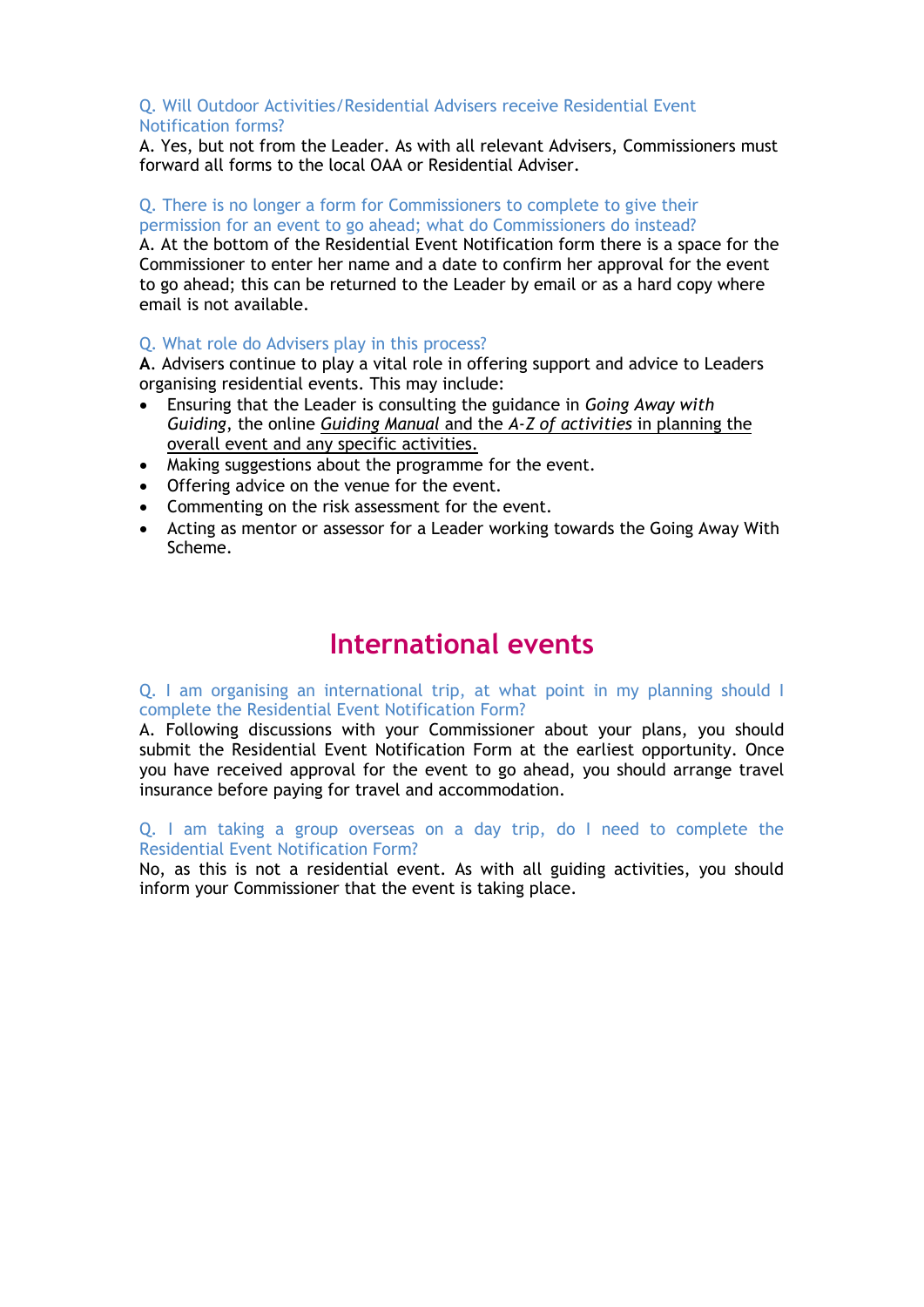Q. Will Outdoor Activities/Residential Advisers receive Residential Event Notification forms?

A. Yes, but not from the Leader. As with all relevant Advisers, Commissioners must forward all forms to the local OAA or Residential Adviser.

Q. There is no longer a form for Commissioners to complete to give their permission for an event to go ahead; what do Commissioners do instead?

A. At the bottom of the Residential Event Notification form there is a space for the Commissioner to enter her name and a date to confirm her approval for the event to go ahead; this can be returned to the Leader by email or as a hard copy where email is not available.

Q. What role do Advisers play in this process?

**A**. Advisers continue to play a vital role in offering support and advice to Leaders organising residential events. This may include:

- Ensuring that the Leader is consulting the guidance in *Going Away with Guiding*, the online *Guiding Manual* and the *A-Z of activities* in planning the overall event and any specific activities.
- Making suggestions about the programme for the event.
- Offering advice on the venue for the event.
- Commenting on the risk assessment for the event.
- Acting as mentor or assessor for a Leader working towards the Going Away With Scheme.

# International events

Q. I am organising an international trip, at what point in my planning should I complete the Residential Event Notification Form?

A. Following discussions with your Commissioner about your plans, you should submit the Residential Event Notification Form at the earliest opportunity. Once you have received approval for the event to go ahead, you should arrange travel insurance before paying for travel and accommodation.

Q. I am taking a group overseas on a day trip, do I need to complete the Residential Event Notification Form?

No, as this is not a residential event. As with all guiding activities, you should inform your Commissioner that the event is taking place.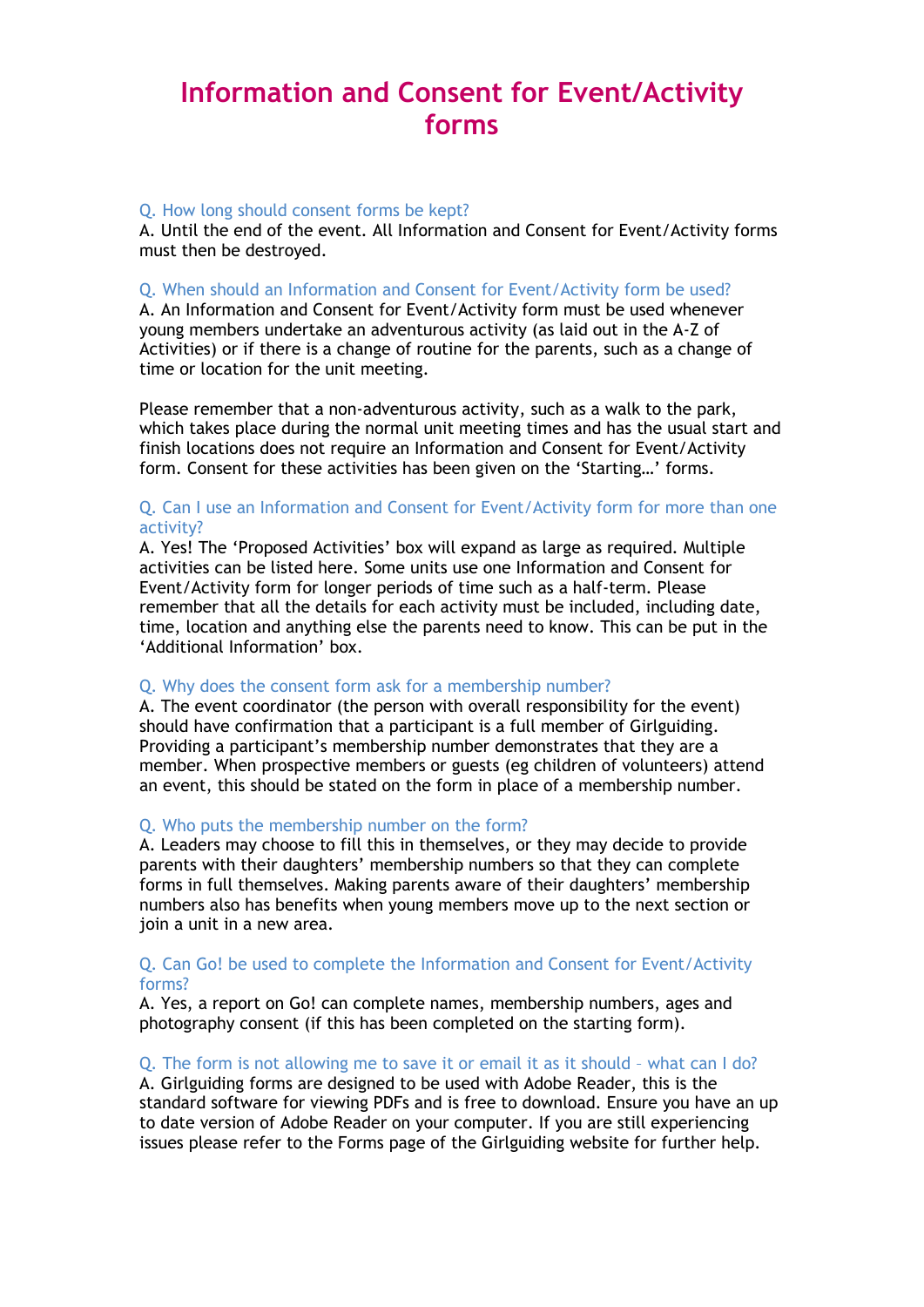# Information and Consent for Event/Activity forms

Q. How long should consent forms be kept?

A. Until the end of the event. All Information and Consent for Event/Activity forms must then be destroyed.

Q. When should an Information and Consent for Event/Activity form be used?

A. An Information and Consent for Event/Activity form must be used whenever young members undertake an adventurous activity (as laid out in the A-Z of Activities) or if there is a change of routine for the parents, such as a change of time or location for the unit meeting.

Please remember that a non-adventurous activity, such as a walk to the park, which takes place during the normal unit meeting times and has the usual start and finish locations does not require an Information and Consent for Event/Activity form. Consent for these activities has been given on the 'Starting…' forms.

Q. Can I use an Information and Consent for Event/Activity form for more than one activity?

A. Yes! The 'Proposed Activities' box will expand as large as required. Multiple activities can be listed here. Some units use one Information and Consent for Event/Activity form for longer periods of time such as a half-term. Please remember that all the details for each activity must be included, including date, time, location and anything else the parents need to know. This can be put in the 'Additional Information' box.

Q. Why does the consent form ask for a membership number?

A. The event coordinator (the person with overall responsibility for the event) should have confirmation that a participant is a full member of Girlguiding. Providing a participant's membership number demonstrates that they are a member. When prospective members or guests (eg children of volunteers) attend an event, this should be stated on the form in place of a membership number.

Q. Who puts the membership number on the form?

A. Leaders may choose to fill this in themselves, or they may decide to provide parents with their daughters' membership numbers so that they can complete forms in full themselves. Making parents aware of their daughters' membership numbers also has benefits when young members move up to the next section or join a unit in a new area.

Q. Can Go! be used to complete the Information and Consent for Event/Activity forms?

A. Yes, a report on Go! can complete names, membership numbers, ages and photography consent (if this has been completed on the starting form).

Q. The form is not allowing me to save it or email it as it should – what can I do?

A. Girlguiding forms are designed to be used with Adobe Reader, this is the standard software for viewing PDFs and is free to download. Ensure you have an up to date version of Adobe Reader on your computer. If you are still experiencing issues please refer to the Forms page of the Girlguiding website for further help.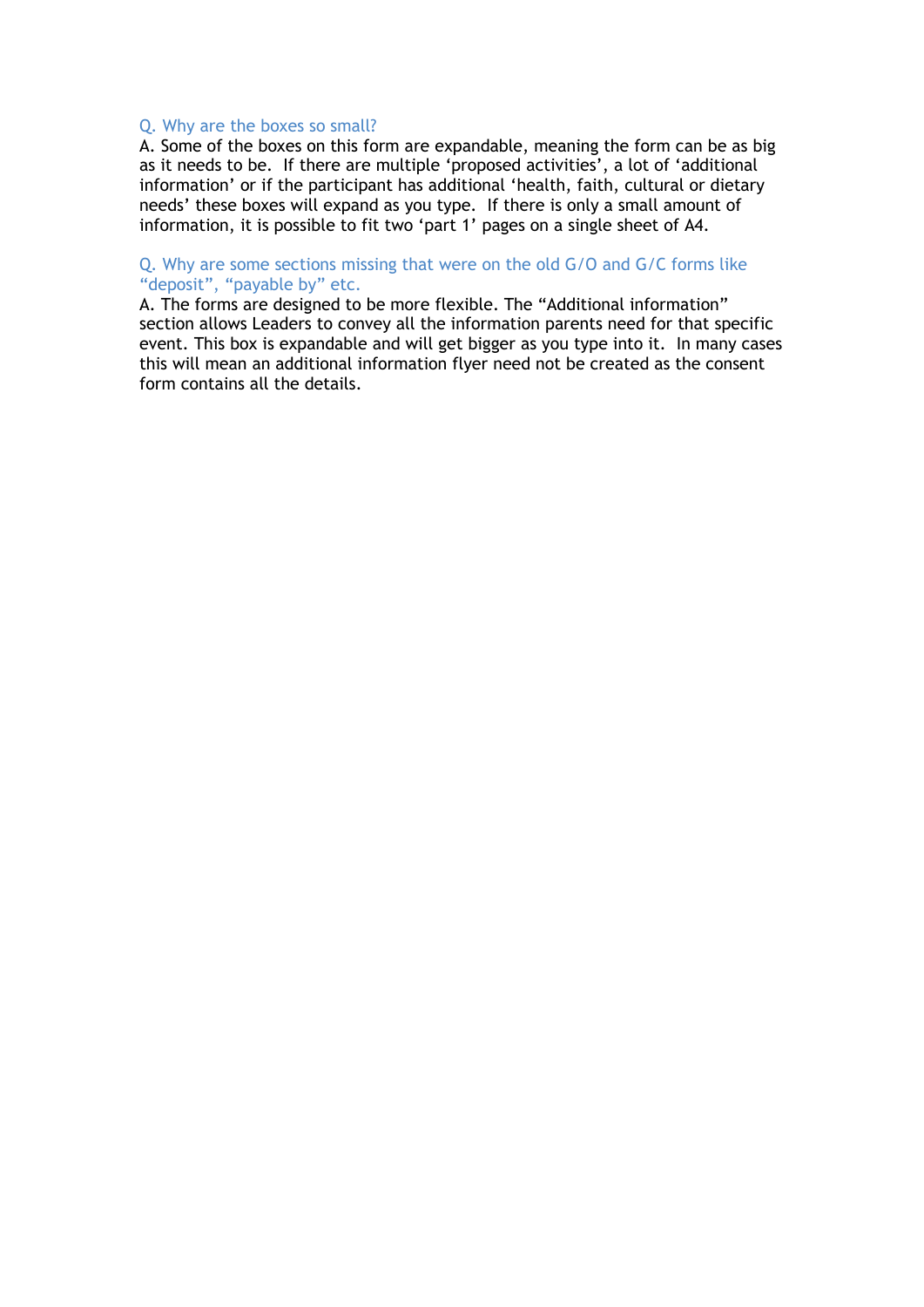### Q. Why are the boxes so small?

A. Some of the boxes on this form are expandable, meaning the form can be as big as it needs to be. If there are multiple 'proposed activities', a lot of 'additional information' or if the participant has additional 'health, faith, cultural or dietary needs' these boxes will expand as you type. If there is only a small amount of information, it is possible to fit two 'part 1' pages on a single sheet of A4.

### Q. Why are some sections missing that were on the old G/O and G/C forms like "deposit", "payable by" etc.

A. The forms are designed to be more flexible. The "Additional information" section allows Leaders to convey all the information parents need for that specific event. This box is expandable and will get bigger as you type into it. In many cases this will mean an additional information flyer need not be created as the consent form contains all the details.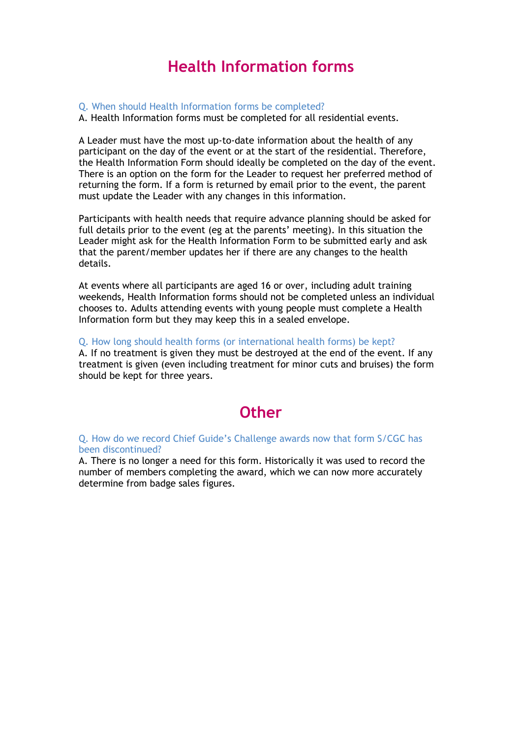## Health Information forms

Q. When should Health Information forms be completed?

A. Health Information forms must be completed for all residential events.

A Leader must have the most up-to-date information about the health of any participant on the day of the event or at the start of the residential. Therefore, the Health Information Form should ideally be completed on the day of the event. There is an option on the form for the Leader to request her preferred method of returning the form. If a form is returned by email prior to the event, the parent must update the Leader with any changes in this information.

Participants with health needs that require advance planning should be asked for full details prior to the event (eg at the parents' meeting). In this situation the Leader might ask for the Health Information Form to be submitted early and ask that the parent/member updates her if there are any changes to the health details.

At events where all participants are aged 16 or over, including adult training weekends, Health Information forms should not be completed unless an individual chooses to. Adults attending events with young people must complete a Health Information form but they may keep this in a sealed envelope.

Q. How long should health forms (or international health forms) be kept?

A. If no treatment is given they must be destroyed at the end of the event. If any treatment is given (even including treatment for minor cuts and bruises) the form should be kept for three years.

## Other

Q. How do we record Chief Guide's Challenge awards now that form S/CGC has been discontinued?

A. There is no longer a need for this form. Historically it was used to record the number of members completing the award, which we can now more accurately determine from badge sales figures.